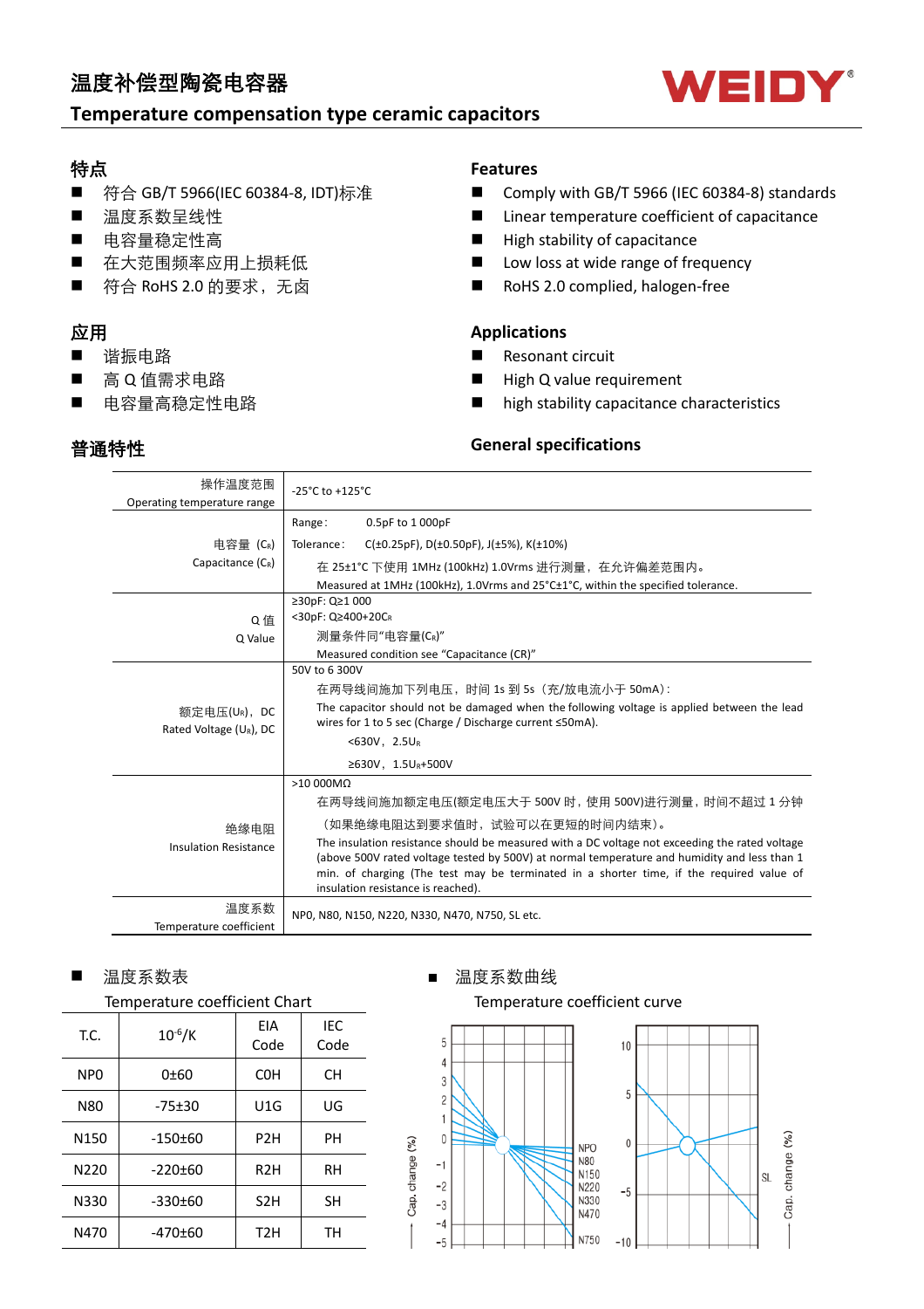# 温度补偿型陶瓷电容器

## Temperature compensation type ceramic capacitors

WEIDY®

### 特点

- 符合 GB/T 5966(IEC 60384-8, IDT)标准
- 温度系数呈线性
- 电容量稳定性高
- 在大范围频率应用上损耗低
- 符合 RoHS 2.0 的要求，无卤

### Features

- Comply with GB/T 5966 (IEC 60384-8) standards
- Linear temperature coefficient of capacitance
- High stability of capacitance
- Low loss at wide range of frequency
- RoHS 2.0 complied, halogen-free

### 应用

- 谐振电路
- 高 Q 值需求电路
- 电容量高稳定性电路

### Applications

- Resonant circuit
- High Q value requirement
- high stability capacitance characteristics

### 普通特性

### General specifications

| | |
|---|---|
| 操作温度范围<br>Operating temperature range | -25°C to +125°C |
| 电容量 ($C_R$)<br>Capacitance ($C_R$) | Range:　0.5pF to 1 000pF<br>Tolerance:　C(±0.25pF), D(±0.50pF), J(±5%), K(±10%)<br>在 25±1°C 下使用 1MHz (100kHz) 1.0Vrms 进行测量，在允许偏差范围内。<br>Measured at 1MHz (100kHz), 1.0Vrms and 25°C±1°C, within the specified tolerance. |
| Q 值<br>Q Value | ≥30pF: Q≥1 000<br><30pF: Q≥400+20$C_R$<br>测量条件同"电容量($C_R$)"<br>Measured condition see "Capacitance (CR)" |
| 额定电压($U_R$)，DC<br>Rated Voltage ($U_R$), DC | 50V to 6 300V<br>在两导线间施加下列电压，时间 1s 到 5s（充/放电流小于 50mA）:<br>The capacitor should not be damaged when the following voltage is applied between the lead wires for 1 to 5 sec (Charge / Discharge current ≤50mA).<br><630V，2.5$U_R$<br>≥630V，1.5$U_R$+500V |
| 绝缘电阻<br>Insulation Resistance | >10 000MΩ<br>在两导线间施加额定电压(额定电压大于 500V 时，使用 500V)进行测量，时间不超过 1 分钟<br>（如果绝缘电阻达到要求值时，试验可以在更短的时间内结束）。<br>The insulation resistance should be measured with a DC voltage not exceeding the rated voltage (above 500V rated voltage tested by 500V) at normal temperature and humidity and less than 1 min. of charging (The test may be terminated in a shorter time, if the required value of insulation resistance is reached). |
| 温度系数<br>Temperature coefficient | NP0, N80, N150, N220, N330, N470, N750, SL etc. |

- 温度系数表

Temperature coefficient Chart

| T.C. | $10^{-6}$/K | EIA Code | IEC Code |
|---|---|---|---|
| NP0 | 0±60 | C0H | CH |
| N80 | -75±30 | U1G | UG |
| N150 | -150±60 | P2H | PH |
| N220 | -220±60 | R2H | RH |
| N330 | -330±60 | S2H | SH |
| N470 | -470±60 | T2H | TH |

- 温度系数曲线

Temperature coefficient curve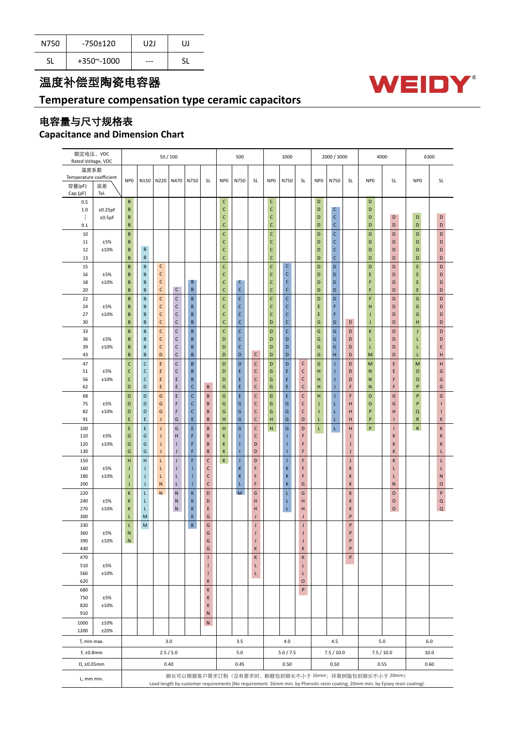| N750 | -750±120 | U2J | UJ |
|---|---|---|---|
| SL | +350~-1000 | --- | SL |

# 温度补偿型陶瓷电容器

## Temperature compensation type ceramic capacitors

## 电容量与尺寸规格表
## Capacitance and Dimension Chart

| 额定电压，VDC Rated Voltage, VDC | | 50 / 100 | | | | | | 500 | | | 1000 | | | 2000 / 3000 | | | 4000 | | 6300 | |
|---|---|---|---|---|---|---|---|---|---|---|---|---|---|---|---|---|---|---|---|---|
| 温度系数 Temperature coefficient | | NP0 | N150 | N220 | N470 | N750 | SL | NP0 | N750 | SL | NP0 | N750 | SL | NP0 | N750 | SL | NP0 | SL | NP0 | SL |
| 容量(pF) Cap.(pF) | 误差 Tol. | | | | | | | | | | | | | | | | | | | |
| 0.5 | | B | | | | | | C | | | C | | | D | | | D | | | |
| 1.0 | ±0.25pF | B | | | | | | C | | | C | | | D | C | | D | | | |
| ¦ | ±0.5pF | B | | | | | | C | | | C | | | D | C | | D | D | D | D |
| 9.1 | | B | | | | | | C | | | C | | | D | C | | D | D | D | D |
| 10 | | B | | | | | | C | | | C | | | D | C | | D | D | D | D |
| 11 | ±5% | B | | | | | | C | | | C | | | D | C | | D | D | D | D |
| 12 | ±10% | B | B | | | | | C | | | C | | | D | C | | D | D | D | D |
| 13 | | B | B | | | | | C | | | C | | | D | C | | D | D | D | D |
| 15 | | B | B | C | | | | C | | | C | C | | D | D | | D | D | E | D |
| 16 | ±5% | B | B | C | | | | C | | | C | C | | D | D | | E | D | E | D |
| 18 | ±10% | B | B | C | | B | | C | C | | C | C | | D | D | | F | D | E | D |
| 20 | | B | B | C | C | B | | C | C | | C | C | | D | D | | F | D | E | D |
| 22 | | B | B | C | C | B | | C | C | | C | C | | D | D | | F | D | G | D |
| 24 | ±5% | B | B | C | C | B | | C | C | | C | C | | E | F | | H | D | G | D |
| 27 | ±10% | B | B | C | C | B | | C | C | | C | C | | E | F | | J | D | G | D |
| 30 | | B | B | C | C | B | | C | C | | D | C | | G | G | D | J | D | H | D |
| 33 | | B | B | C | C | B | | C | C | | D | C | | G | G | D | K | D | J | D |
| 36 | ±5% | B | B | C | C | B | | D | C | | D | D | | G | G | D | L | D | L | D |
| 39 | ±10% | B | B | C | C | B | | D | C | | D | D | | G | G | D | L | D | L | E |
| 43 | | B | B | D | C | B | | D | D | C | D | D | | G | H | D | M | D | L | H |
| 47 | | C | C | E | C | B | | D | D | C | D | D | C | G | J | D | M | E | M | H |
| 51 | ±5% | C | C | E | C | B | | D | E | C | G | E | C | H | J | D | N | E | O | G |
| 56 | ±10% | C | C | E | E | B | | D | E | C | G | E | C | H | J | D | N | F | O | G |
| 62 | | D | D | E | E | C | B | G | E | C | G | E | C | H | J | F | N | F | P | G |
| 68 | | D | D | G | E | C | B | G | E | C | G | E | C | H | J | F | O | G | P | G |
| 75 | ±5% | D | D | G | F | C | B | G | G | C | G | G | C | J | L | H | O | G | P | I |
| 82 | ±10% | D | D | G | F | C | B | G | G | C | G | G | C | J | L | H | P | H | Q | I |
| 91 | | E | E | J | G | E | B | H | G | C | H | G | D | L | L | H | P | I | R | K |
| 100 | | E | E | J | G | E | B | H | G | C | H | G | D | L | L | H | P | I | R | K |
| 110 | ±5% | G | G | J | H | F | B | K | I | C | | I | F | | | J | | K | | K |
| 120 | ±10% | G | G | J | J | F | B | K | I | D | | I | F | | | J | | K | | K |
| 130 | | G | G | J | J | F | B | K | I | D | | I | F | | | J | | K | | L |
| 150 | | H | H | L | J | F | C | K | I | D | | I | F | | | J | | K | | L |
| 160 | ±5% | J | J | L | J | I | C | | K | F | | K | F | | | K | | L | | L |
| 180 | ±10% | J | J | L | L | I | C | | K | F | | K | F | | | K | | L | | N |
| 200 | | J | J | N | L | I | C | | L | F | | K | G | | | K | | N | | O |
| 220 | | K | L | N | N | K | D | | M | G | | L | G | | | K | | O | | P |
| 240 | ±5% | K | L | | N | K | D | | | H | | L | H | | | K | | O | | Q |
| 270 | ±10% | K | L | | N | K | E | | | H | | L | H | | | K | | O | | Q |
| 300 | | L | M | | | K | G | | | J | | | J | | | P | | | | |
| 330 | | L | M | | | K | G | | | J | | | J | | | P | | | | |
| 360 | ±5% | N | | | | | G | | | J | | | J | | | P | | | | |
| 390 | ±10% | N | | | | | G | | | J | | | J | | | P | | | | |
| 430 | | | | | | | G | | | K | | | K | | | P | | | | |
| 470 | | | | | | | I | | | K | | | K | | | P | | | | |
| 510 | ±5% | | | | | | I | | | L | | | L | | | | | | | |
| 560 | ±10% | | | | | | I | | | L | | | L | | | | | | | |
| 620 | | | | | | | K | | | | | | O | | | | | | | |
| 680 | | | | | | | K | | | | | | P | | | | | | | |
| 750 | ±5% | | | | | | K | | | | | | | | | | | | | |
| 820 | ±10% | | | | | | K | | | | | | | | | | | | | |
| 910 | | | | | | | N | | | | | | | | | | | | | |
| 1000 | ±10% | | | | | | N | | | | | | | | | | | | | |
| 1200 | ±20% | | | | | | | | | | | | | | | | | | | |
| T, mm max. | | 3.0 | | | | | | 3.5 | | | 4.0 | | | 4.5 | | | 5.0 | | 6.0 | |
| F, ±0.8mm | | 2.5 / 5.0 | | | | | | 5.0 | | | 5.0 / 7.5 | | | 7.5 / 10.0 | | | 7.5 / 10.0 | | 10.0 | |
| D, ±0.05mm | | 0.40 | | | | | | 0.45 | | | 0.50 | | | 0.50 | | | 0.55 | | 0.60 | |
| L, mm min. | | 脚长可以根据客户需求订制（没有要求时，酚醛包封脚长不小于 16mm；环氧树脂包封脚长不小于 20mm） Lead length by customer requirements (No requirement: 16mm min. by Phenolic resin coating; 20mm min. by Epoxy resin coating). | | | | | | | | | | | | | | | | | | |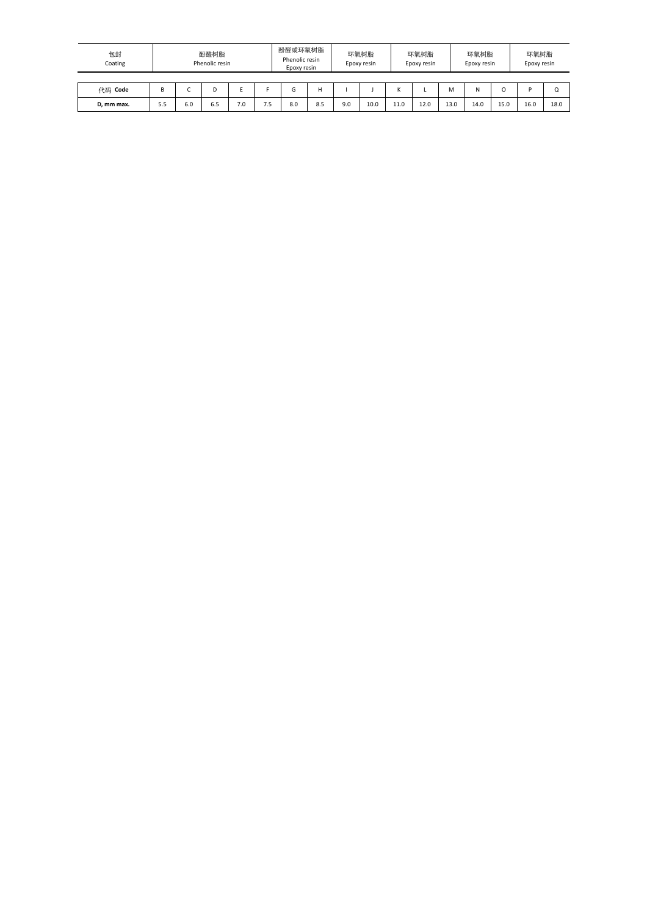| 包封 Coating | 酚醛树脂 Phenolic resin | | | | | 酚醛或环氧树脂 Phenolic resin Epoxy resin | | 环氧树脂 Epoxy resin | | 环氧树脂 Epoxy resin | | 环氧树脂 Epoxy resin | | | 环氧树脂 Epoxy resin | |
|---|---|---|---|---|---|---|---|---|---|---|---|---|---|---|---|---|
| 代码 **Code** | B | C | D | E | F | G | H | I | J | K | L | M | N | O | P | Q |
| **D, mm max.** | 5.5 | 6.0 | 6.5 | 7.0 | 7.5 | 8.0 | 8.5 | 9.0 | 10.0 | 11.0 | 12.0 | 13.0 | 14.0 | 15.0 | 16.0 | 18.0 |